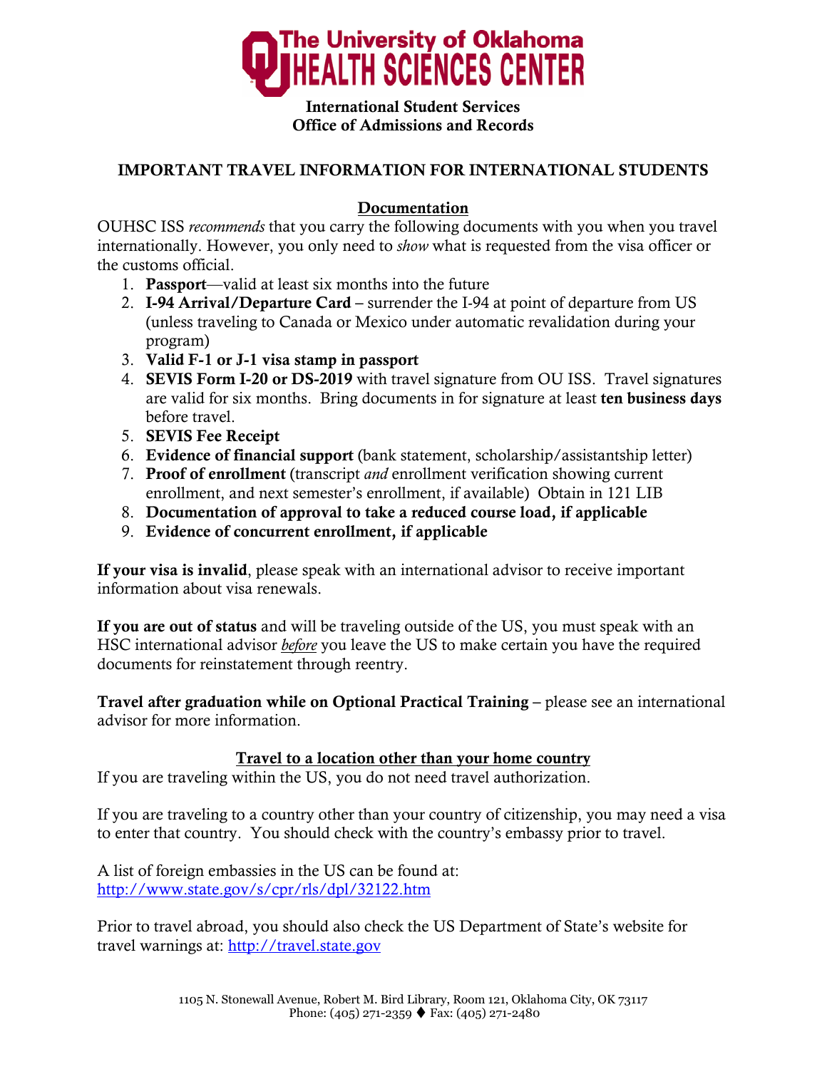# The University of Oklahoma HEALTH SCIENCES CENTER

**International Student Services**
**Office of Admissions and Records**

## IMPORTANT TRAVEL INFORMATION FOR INTERNATIONAL STUDENTS

### Documentation

OUHSC ISS *recommends* that you carry the following documents with you when you travel internationally. However, you only need to *show* what is requested from the visa officer or the customs official.

1. **Passport**—valid at least six months into the future
2. **I-94 Arrival/Departure Card** – surrender the I-94 at point of departure from US (unless traveling to Canada or Mexico under automatic revalidation during your program)
3. **Valid F-1 or J-1 visa stamp in passport**
4. **SEVIS Form I-20 or DS-2019** with travel signature from OU ISS. Travel signatures are valid for six months. Bring documents in for signature at least **ten business days** before travel.
5. **SEVIS Fee Receipt**
6. **Evidence of financial support** (bank statement, scholarship/assistantship letter)
7. **Proof of enrollment** (transcript *and* enrollment verification showing current enrollment, and next semester's enrollment, if available) Obtain in 121 LIB
8. **Documentation of approval to take a reduced course load, if applicable**
9. **Evidence of concurrent enrollment, if applicable**

**If your visa is invalid**, please speak with an international advisor to receive important information about visa renewals.

**If you are out of status** and will be traveling outside of the US, you must speak with an HSC international advisor ***before*** you leave the US to make certain you have the required documents for reinstatement through reentry.

**Travel after graduation while on Optional Practical Training** – please see an international advisor for more information.

### Travel to a location other than your home country

If you are traveling within the US, you do not need travel authorization.

If you are traveling to a country other than your country of citizenship, you may need a visa to enter that country. You should check with the country's embassy prior to travel.

A list of foreign embassies in the US can be found at:
http://www.state.gov/s/cpr/rls/dpl/32122.htm

Prior to travel abroad, you should also check the US Department of State's website for travel warnings at: http://travel.state.gov

1105 N. Stonewall Avenue, Robert M. Bird Library, Room 121, Oklahoma City, OK 73117
Phone: (405) 271-2359 ♦ Fax: (405) 271-2480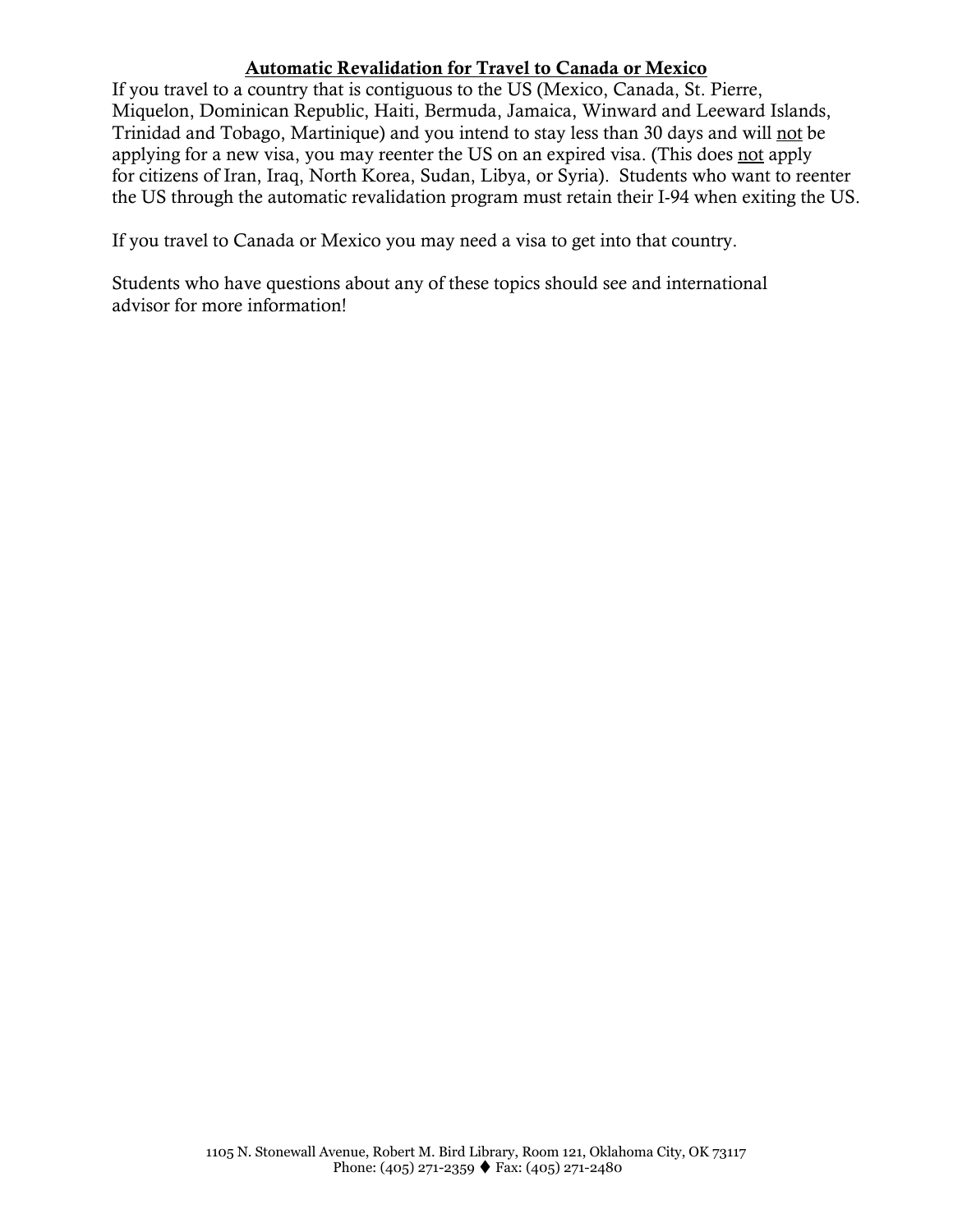## Automatic Revalidation for Travel to Canada or Mexico

If you travel to a country that is contiguous to the US (Mexico, Canada, St. Pierre, Miquelon, Dominican Republic, Haiti, Bermuda, Jamaica, Winward and Leeward Islands, Trinidad and Tobago, Martinique) and you intend to stay less than 30 days and will not be applying for a new visa, you may reenter the US on an expired visa. (This does not apply for citizens of Iran, Iraq, North Korea, Sudan, Libya, or Syria). Students who want to reenter the US through the automatic revalidation program must retain their I-94 when exiting the US.

If you travel to Canada or Mexico you may need a visa to get into that country.

Students who have questions about any of these topics should see and international advisor for more information!